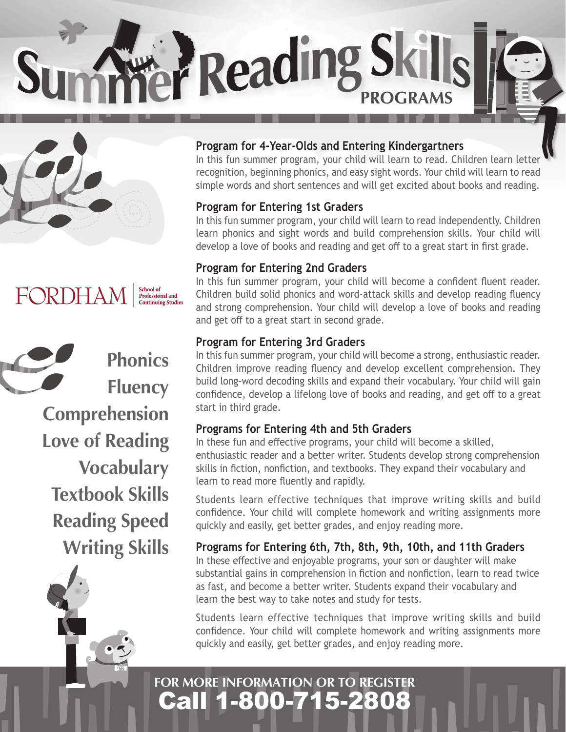# Summer Reading Skills PROGRAMS

FORDHAM | School of Professional and Continuing Studies

**Phonics**
**Fluency**
**Comprehension**
**Love of Reading**
**Vocabulary**
**Textbook Skills**
**Reading Speed**
**Writing Skills**

### Program for 4-Year-Olds and Entering Kindergartners

In this fun summer program, your child will learn to read. Children learn letter recognition, beginning phonics, and easy sight words. Your child will learn to read simple words and short sentences and will get excited about books and reading.

### Program for Entering 1st Graders

In this fun summer program, your child will learn to read independently. Children learn phonics and sight words and build comprehension skills. Your child will develop a love of books and reading and get off to a great start in first grade.

### Program for Entering 2nd Graders

In this fun summer program, your child will become a confident fluent reader. Children build solid phonics and word-attack skills and develop reading fluency and strong comprehension. Your child will develop a love of books and reading and get off to a great start in second grade.

### Program for Entering 3rd Graders

In this fun summer program, your child will become a strong, enthusiastic reader. Children improve reading fluency and develop excellent comprehension. They build long-word decoding skills and expand their vocabulary. Your child will gain confidence, develop a lifelong love of books and reading, and get off to a great start in third grade.

### Programs for Entering 4th and 5th Graders

In these fun and effective programs, your child will become a skilled, enthusiastic reader and a better writer. Students develop strong comprehension skills in fiction, nonfiction, and textbooks. They expand their vocabulary and learn to read more fluently and rapidly.

Students learn effective techniques that improve writing skills and build confidence. Your child will complete homework and writing assignments more quickly and easily, get better grades, and enjoy reading more.

### Programs for Entering 6th, 7th, 8th, 9th, 10th, and 11th Graders

In these effective and enjoyable programs, your son or daughter will make substantial gains in comprehension in fiction and nonfiction, learn to read twice as fast, and become a better writer. Students expand their vocabulary and learn the best way to take notes and study for tests.

Students learn effective techniques that improve writing skills and build confidence. Your child will complete homework and writing assignments more quickly and easily, get better grades, and enjoy reading more.

**FOR MORE INFORMATION OR TO REGISTER**

**Call 1-800-715-2808**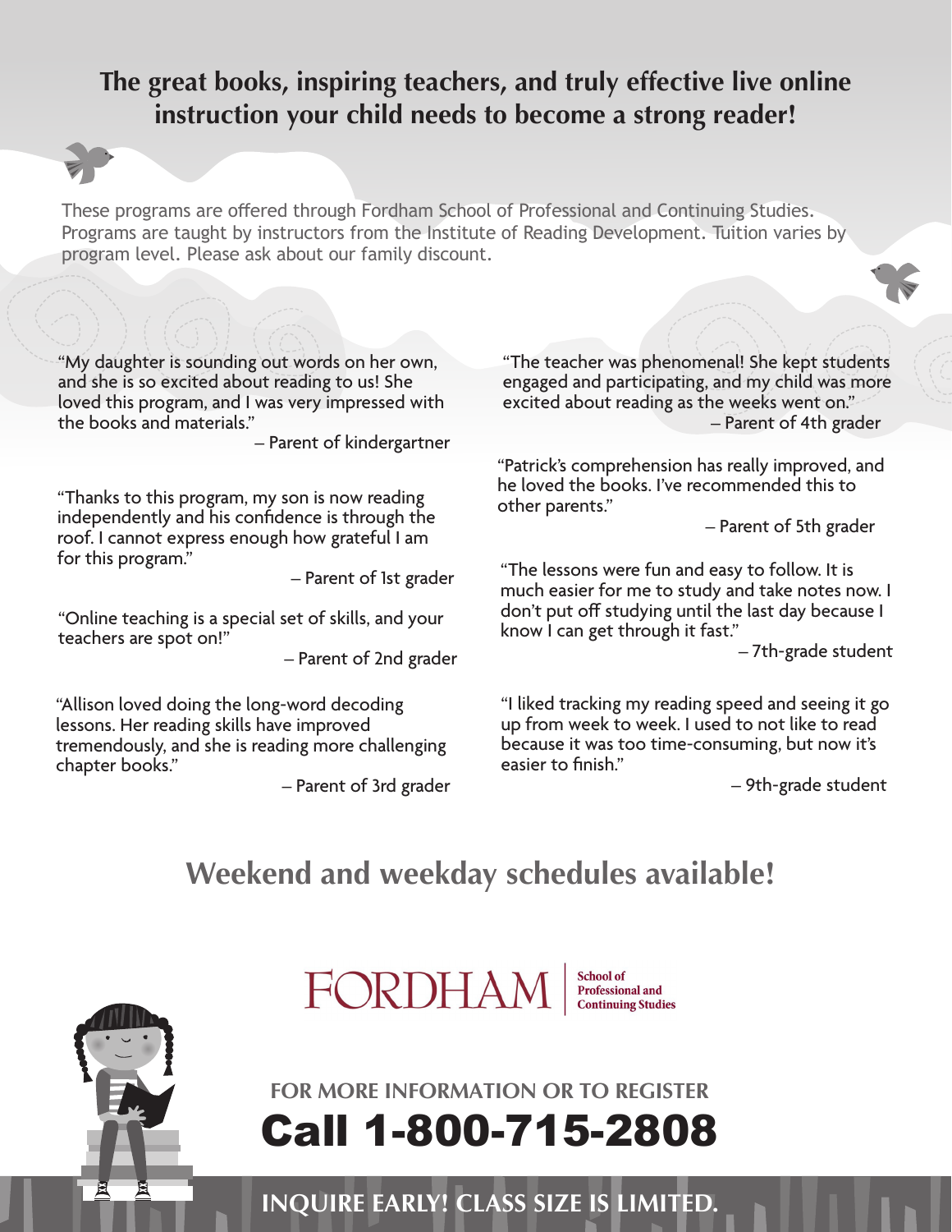## The great books, inspiring teachers, and truly effective live online instruction your child needs to become a strong reader!

These programs are offered through Fordham School of Professional and Continuing Studies. Programs are taught by instructors from the Institute of Reading Development. Tuition varies by program level. Please ask about our family discount.

"My daughter is sounding out words on her own, and she is so excited about reading to us! She loved this program, and I was very impressed with the books and materials."

– Parent of kindergartner

"Thanks to this program, my son is now reading independently and his confidence is through the roof. I cannot express enough how grateful I am for this program."

– Parent of 1st grader

"Online teaching is a special set of skills, and your teachers are spot on!"

– Parent of 2nd grader

"Allison loved doing the long-word decoding lessons. Her reading skills have improved tremendously, and she is reading more challenging chapter books."

– Parent of 3rd grader

"The teacher was phenomenal! She kept students engaged and participating, and my child was more excited about reading as the weeks went on."

– Parent of 4th grader

"Patrick's comprehension has really improved, and he loved the books. I've recommended this to other parents."

– Parent of 5th grader

"The lessons were fun and easy to follow. It is much easier for me to study and take notes now. I don't put off studying until the last day because I know I can get through it fast."

– 7th-grade student

"I liked tracking my reading speed and seeing it go up from week to week. I used to not like to read because it was too time-consuming, but now it's easier to finish."

– 9th-grade student

## Weekend and weekday schedules available!

FORDHAM | School of Professional and Continuing Studies

**FOR MORE INFORMATION OR TO REGISTER**

# Call 1-800-715-2808

**INQUIRE EARLY! CLASS SIZE IS LIMITED.**